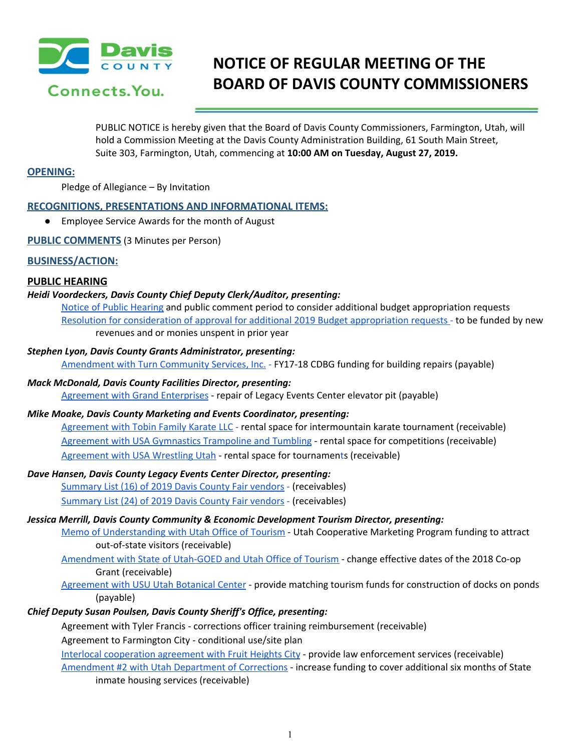# NOTICE OF REGULAR MEETING OF THE BOARD OF DAVIS COUNTY COMMISSIONERS

PUBLIC NOTICE is hereby given that the Board of Davis County Commissioners, Farmington, Utah, will hold a Commission Meeting at the Davis County Administration Building, 61 South Main Street, Suite 303, Farmington, Utah, commencing at **10:00 AM on Tuesday, August 27, 2019.**

## OPENING:

Pledge of Allegiance – By Invitation

## RECOGNITIONS, PRESENTATIONS AND INFORMATIONAL ITEMS:

- Employee Service Awards for the month of August

## PUBLIC COMMENTS (3 Minutes per Person)

## BUSINESS/ACTION:

### PUBLIC HEARING

***Heidi Voordeckers, Davis County Chief Deputy Clerk/Auditor, presenting:***

Notice of Public Hearing and public comment period to consider additional budget appropriation requests

Resolution for consideration of approval for additional 2019 Budget appropriation requests - to be funded by new revenues and or monies unspent in prior year

***Stephen Lyon, Davis County Grants Administrator, presenting:***

Amendment with Turn Community Services, Inc. - FY17-18 CDBG funding for building repairs (payable)

***Mack McDonald, Davis County Facilities Director, presenting:***

Agreement with Grand Enterprises - repair of Legacy Events Center elevator pit (payable)

***Mike Moake, Davis County Marketing and Events Coordinator, presenting:***

Agreement with Tobin Family Karate LLC - rental space for intermountain karate tournament (receivable)

Agreement with USA Gymnastics Trampoline and Tumbling - rental space for competitions (receivable)

Agreement with USA Wrestling Utah - rental space for tournaments (receivable)

***Dave Hansen, Davis County Legacy Events Center Director, presenting:***

Summary List (16) of 2019 Davis County Fair vendors - (receivables)

Summary List (24) of 2019 Davis County Fair vendors - (receivables)

***Jessica Merrill, Davis County Community & Economic Development Tourism Director, presenting:***

Memo of Understanding with Utah Office of Tourism - Utah Cooperative Marketing Program funding to attract out-of-state visitors (receivable)

Amendment with State of Utah-GOED and Utah Office of Tourism - change effective dates of the 2018 Co-op Grant (receivable)

Agreement with USU Utah Botanical Center - provide matching tourism funds for construction of docks on ponds (payable)

***Chief Deputy Susan Poulsen, Davis County Sheriff's Office, presenting:***

Agreement with Tyler Francis - corrections officer training reimbursement (receivable)

Agreement to Farmington City - conditional use/site plan

Interlocal cooperation agreement with Fruit Heights City - provide law enforcement services (receivable)

Amendment #2 with Utah Department of Corrections - increase funding to cover additional six months of State inmate housing services (receivable)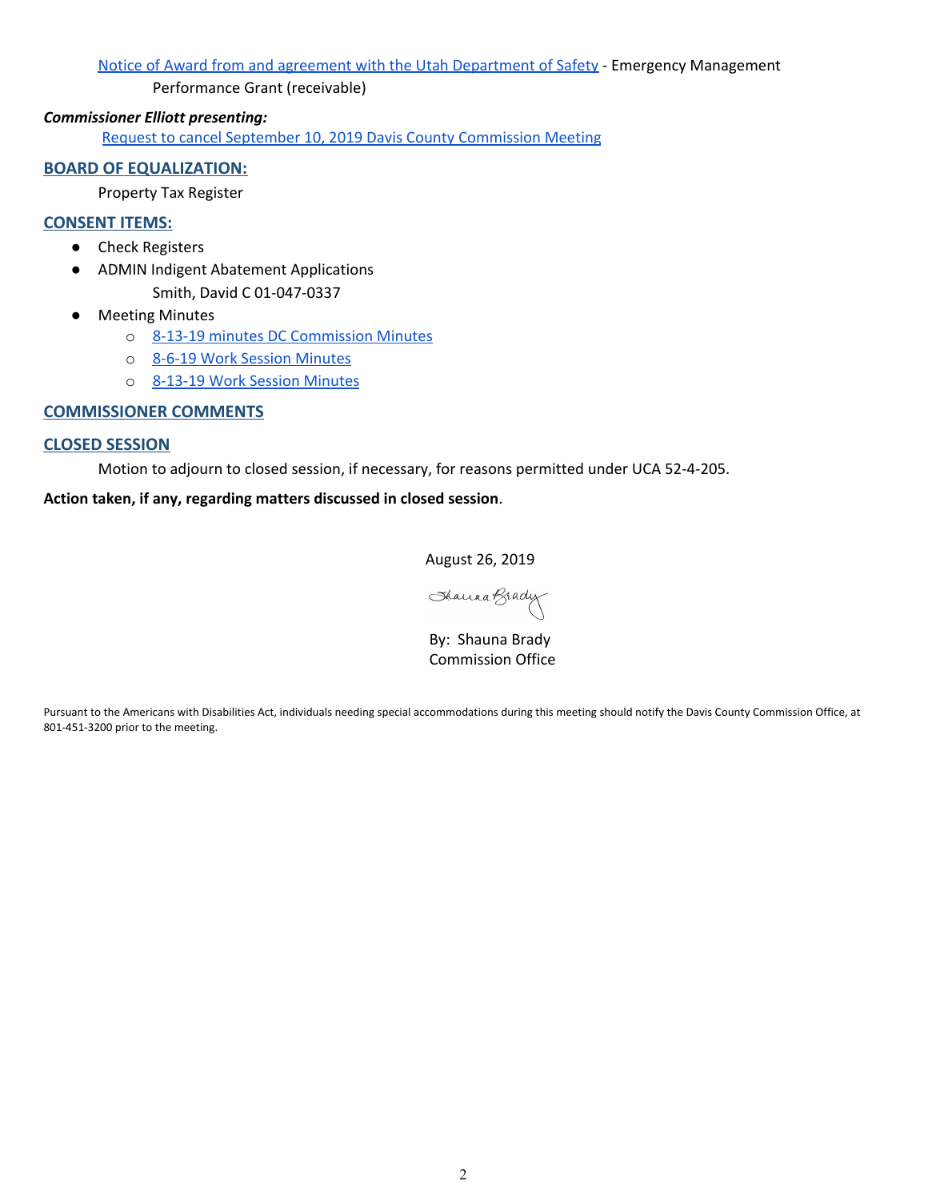Notice of Award from and agreement with the Utah Department of Safety - Emergency Management Performance Grant (receivable)

***Commissioner Elliott presenting:***

Request to cancel September 10, 2019 Davis County Commission Meeting

## BOARD OF EQUALIZATION:

Property Tax Register

## CONSENT ITEMS:

- Check Registers
- ADMIN Indigent Abatement Applications
  
  Smith, David C 01-047-0337
- Meeting Minutes
  - 8-13-19 minutes DC Commission Minutes
  - 8-6-19 Work Session Minutes
  - 8-13-19 Work Session Minutes

## COMMISSIONER COMMENTS

## CLOSED SESSION

Motion to adjourn to closed session, if necessary, for reasons permitted under UCA 52-4-205.

**Action taken, if any, regarding matters discussed in closed session**.

August 26, 2019

Shauna Brady

By: Shauna Brady
Commission Office

Pursuant to the Americans with Disabilities Act, individuals needing special accommodations during this meeting should notify the Davis County Commission Office, at 801-451-3200 prior to the meeting.